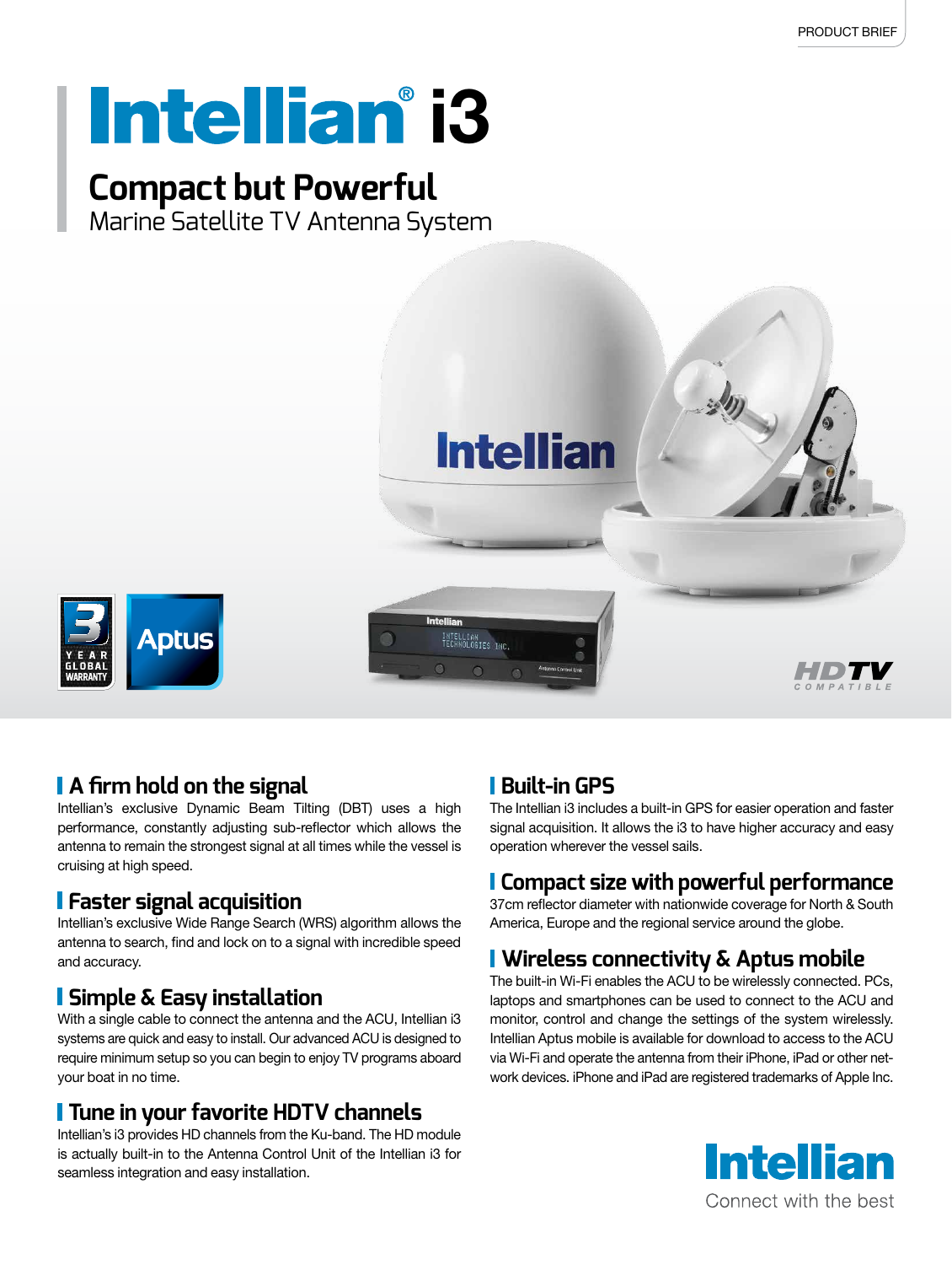PRODUCT BRIEF

# Intellian® i3

## Compact but Powerful

Marine Satellite TV Antenna System

3 YEAR GLOBAL WARRANTY

Aptus

HDTV COMPATIBLE

### A firm hold on the signal

Intellian's exclusive Dynamic Beam Tilting (DBT) uses a high performance, constantly adjusting sub-reflector which allows the antenna to remain the strongest signal at all times while the vessel is cruising at high speed.

### Faster signal acquisition

Intellian's exclusive Wide Range Search (WRS) algorithm allows the antenna to search, find and lock on to a signal with incredible speed and accuracy.

### Simple & Easy installation

With a single cable to connect the antenna and the ACU, Intellian i3 systems are quick and easy to install. Our advanced ACU is designed to require minimum setup so you can begin to enjoy TV programs aboard your boat in no time.

### Tune in your favorite HDTV channels

Intellian's i3 provides HD channels from the Ku-band. The HD module is actually built-in to the Antenna Control Unit of the Intellian i3 for seamless integration and easy installation.

### Built-in GPS

The Intellian i3 includes a built-in GPS for easier operation and faster signal acquisition. It allows the i3 to have higher accuracy and easy operation wherever the vessel sails.

### Compact size with powerful performance

37cm reflector diameter with nationwide coverage for North & South America, Europe and the regional service around the globe.

### Wireless connectivity & Aptus mobile

The built-in Wi-Fi enables the ACU to be wirelessly connected. PCs, laptops and smartphones can be used to connect to the ACU and monitor, control and change the settings of the system wirelessly. Intellian Aptus mobile is available for download to access to the ACU via Wi-Fi and operate the antenna from their iPhone, iPad or other network devices. iPhone and iPad are registered trademarks of Apple Inc.

Intellian

Connect with the best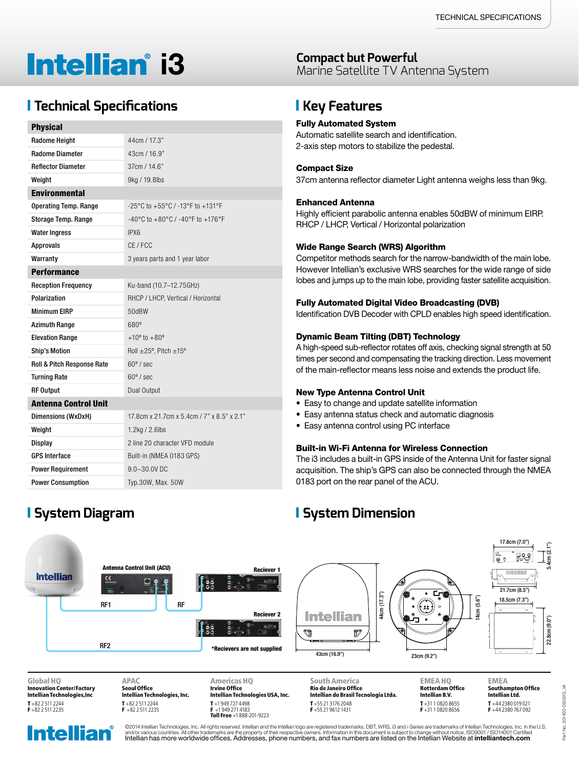# Intellian® i3

## Compact but Powerful
Marine Satellite TV Antenna System

## Technical Specifications

| | |
|---|---|
| **Physical** | |
| Radome Height | 44cm / 17.3" |
| Radome Diameter | 43cm / 16.9" |
| Reflector Diameter | 37cm / 14.6" |
| Weight | 9kg / 19.8lbs |
| **Environmental** | |
| Operating Temp. Range | -25°C to +55°C / -13°F to +131°F |
| Storage Temp. Range | -40°C to +80°C / -40°F to +176°F |
| Water Ingress | IPX6 |
| Approvals | CE / FCC |
| Warranty | 3 years parts and 1 year labor |
| **Performance** | |
| Reception Frequency | Ku-band (10.7~12.75GHz) |
| Polarization | RHCP / LHCP, Vertical / Horizontal |
| Minimum EIRP | 50dBW |
| Azimuth Range | 680° |
| Elevation Range | +10° to +80° |
| Ship's Motion | Roll ±25°, Pitch ±15° |
| Roll & Pitch Response Rate | 60° / sec |
| Turning Rate | 60° / sec |
| RF Output | Dual Output |
| **Antenna Control Unit** | |
| Dimensions (WxDxH) | 17.8cm x 21.7cm x 5.4cm / 7" x 8.5" x 2.1" |
| Weight | 1.2kg / 2.6lbs |
| Display | 2 line 20 character VFD module |
| GPS Interface | Built-in (NMEA 0183 GPS) |
| Power Requirement | 9.0~30.0V DC |
| Power Consumption | Typ.30W, Max. 50W |

## Key Features

**Fully Automated System**
Automatic satellite search and identification.
2-axis step motors to stabilize the pedestal.

**Compact Size**
37cm antenna reflector diameter Light antenna weighs less than 9kg.

**Enhanced Antenna**
Highly efficient parabolic antenna enables 50dBW of minimum EIRP.
RHCP / LHCP, Vertical / Horizontal polarization

**Wide Range Search (WRS) Algorithm**
Competitor methods search for the narrow-bandwidth of the main lobe. However Intellian's exclusive WRS searches for the wide range of side lobes and jumps up to the main lobe, providing faster satellite acquisition.

**Fully Automated Digital Video Broadcasting (DVB)**
Identification DVB Decoder with CPLD enables high speed identification.

**Dynamic Beam Tilting (DBT) Technology**
A high-speed sub-reflector rotates off axis, checking signal strength at 50 times per second and compensating the tracking direction. Less movement of the main-reflector means less noise and extends the product life.

**New Type Antenna Control Unit**
- Easy to change and update satellite information
- Easy antenna status check and automatic diagnosis
- Easy antenna control using PC interface

**Built-in Wi-Fi Antenna for Wireless Connection**
The i3 includes a built-in GPS inside of the Antenna Unit for faster signal acquisition. The ship's GPS can also be connected through the NMEA 0183 port on the rear panel of the ACU.

## System Diagram

Antenna Control Unit (ACU)
Reciever 1
Reciever 2
RF1
RF
RF2
*Recievers are not supplied

## System Dimension

17.8cm (7.0")
5.4cm (2.1")
21.7cm (8.5")
18.5cm (7.3")
22.8cm (9.0")
44cm (17.3")
14cm (5.6")
43cm (16.9")
23cm (9.2")

**Global HQ**
**Innovation Center/Factory**
**Intellian Technologies,Inc**
T +82 2 511 2244
F +82 2 511 2235

**APAC**
**Seoul Office**
**Intellian Technologies, Inc.**
T +82 2 511 2244
F +82 2 511 2235

**Americas HQ**
**Irvine Office**
**Intellian Technologies USA, Inc.**
T +1 949 727 4498
F +1 949 271 4183
**Toll Free** +1 888-201-9223

**South America**
**Rio de Janeiro Office**
**Intellian do Brasil Tecnologia Ltda.**
T +55 21 3176 2048
F +55 21 9612 1431

**EMEA HQ**
**Rotterdam Office**
**Intellian B.V.**
T +31 1 0820 8655
F +31 1 0820 8656

**EMEA**
**Southampton Office**
**Intellian Ltd.**
T +44 2380 019 021
F +44 2380 767 092

©2014 Intellian Technologies, Inc. All rights reserved. Intellian and the Intellian logo are registered trademarks. DBT, WRS, i3 and i-Series are trademarks of Intellian Technologies, Inc. in the U.S. and/or various countries. All other trademarks are the property of their respective owners. Information in this document is subject to change without notice. ISO9001 / ISO14001 Certified
Intellian has more worldwide offices. Addresses, phone numbers, and fax numbers are listed on the Intellian Website at **intelliantech.com**

Part No. 2014EO-DS0513_V4